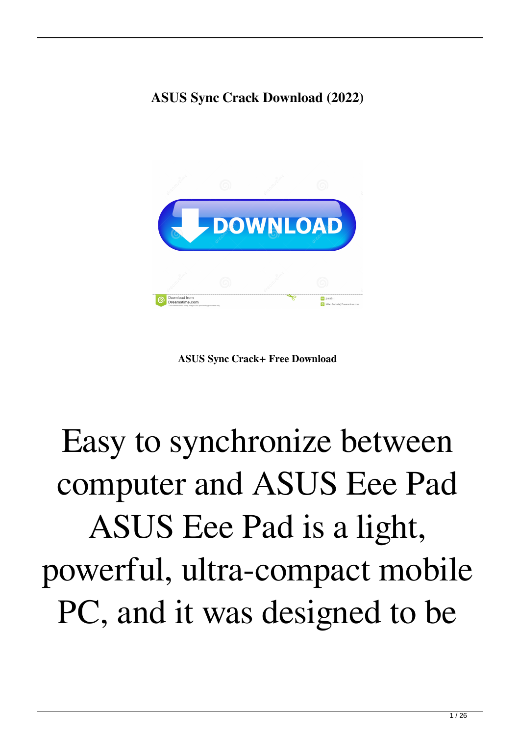**ASUS Sync Crack Download (2022)**

**ASUS Sync Crack+ Free Download**

Easy to synchronize between computer and ASUS Eee Pad ASUS Eee Pad is a light, powerful, ultra-compact mobile PC, and it was designed to be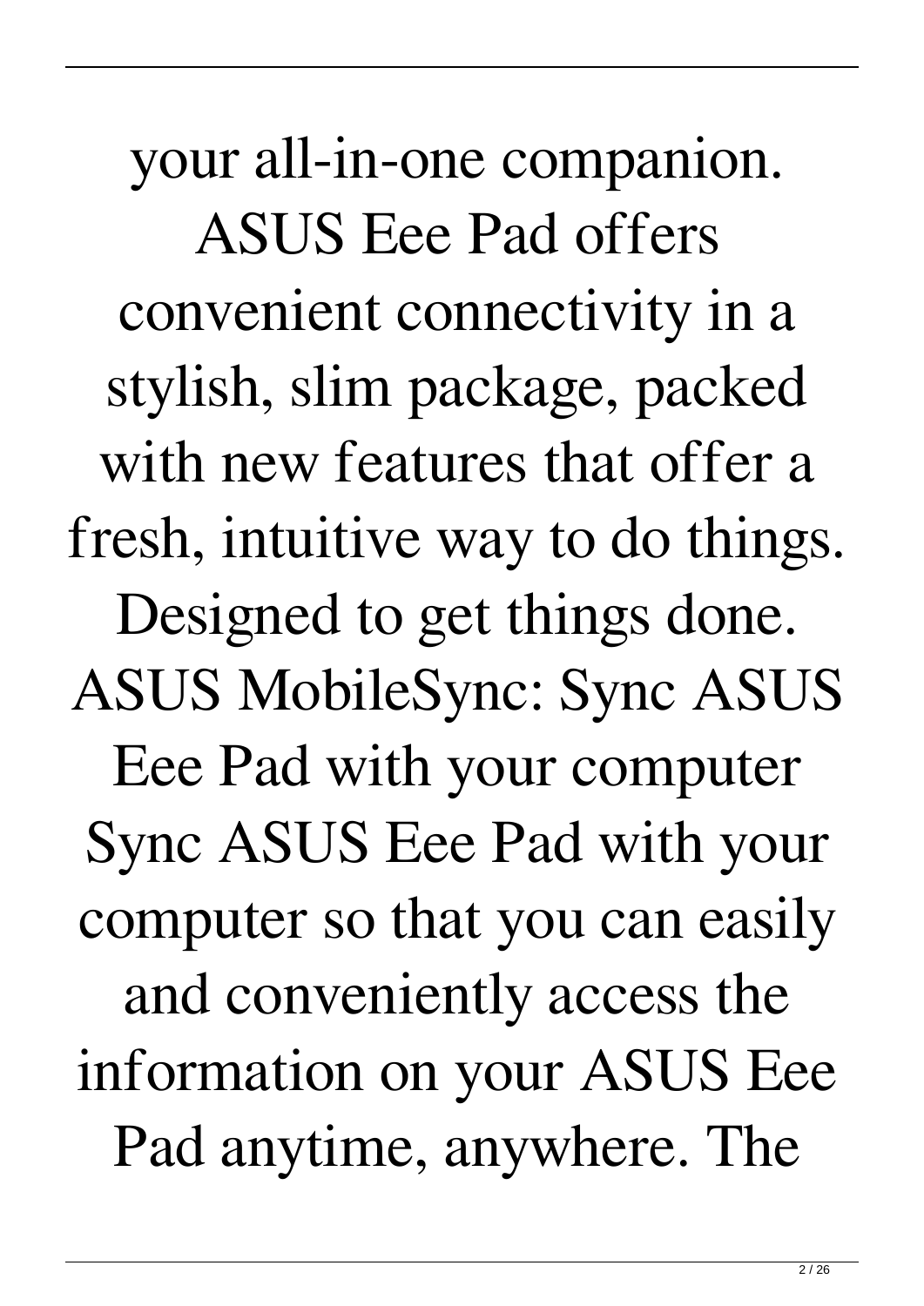your all-in-one companion. ASUS Eee Pad offers convenient connectivity in a stylish, slim package, packed with new features that offer a fresh, intuitive way to do things. Designed to get things done. ASUS MobileSync: Sync ASUS Eee Pad with your computer Sync ASUS Eee Pad with your computer so that you can easily and conveniently access the information on your ASUS Eee Pad anytime, anywhere. The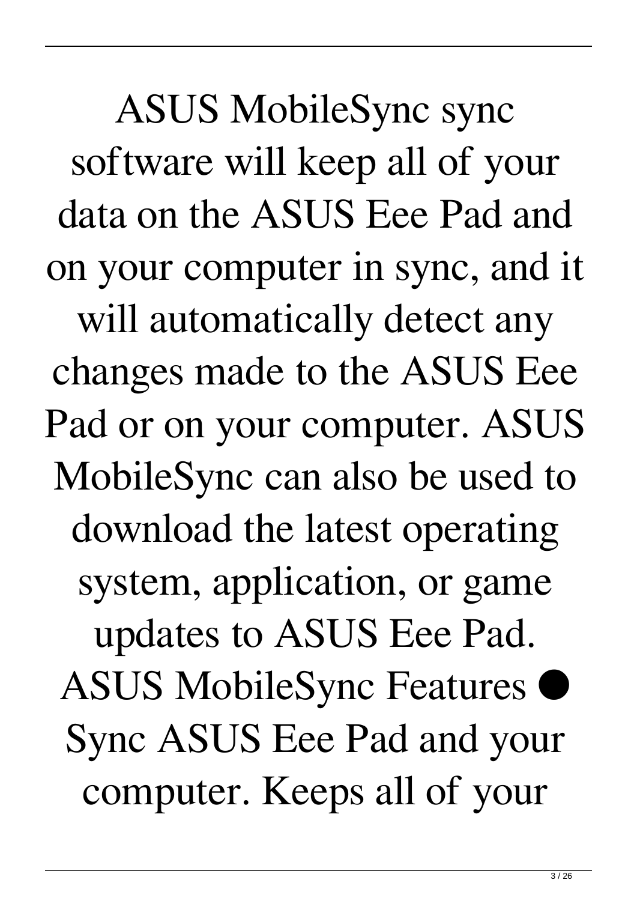ASUS MobileSync sync software will keep all of your data on the ASUS Eee Pad and on your computer in sync, and it will automatically detect any changes made to the ASUS Eee Pad or on your computer. ASUS MobileSync can also be used to download the latest operating system, application, or game updates to ASUS Eee Pad. ASUS MobileSync Features ● Sync ASUS Eee Pad and your computer. Keeps all of your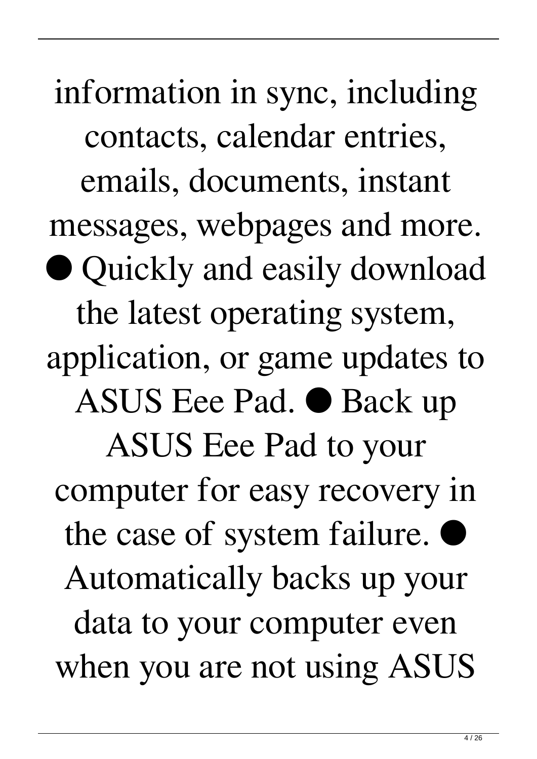information in sync, including contacts, calendar entries, emails, documents, instant messages, webpages and more. ● Quickly and easily download the latest operating system, application, or game updates to ASUS Eee Pad. ● Back up ASUS Eee Pad to your computer for easy recovery in the case of system failure. ● Automatically backs up your data to your computer even when you are not using ASUS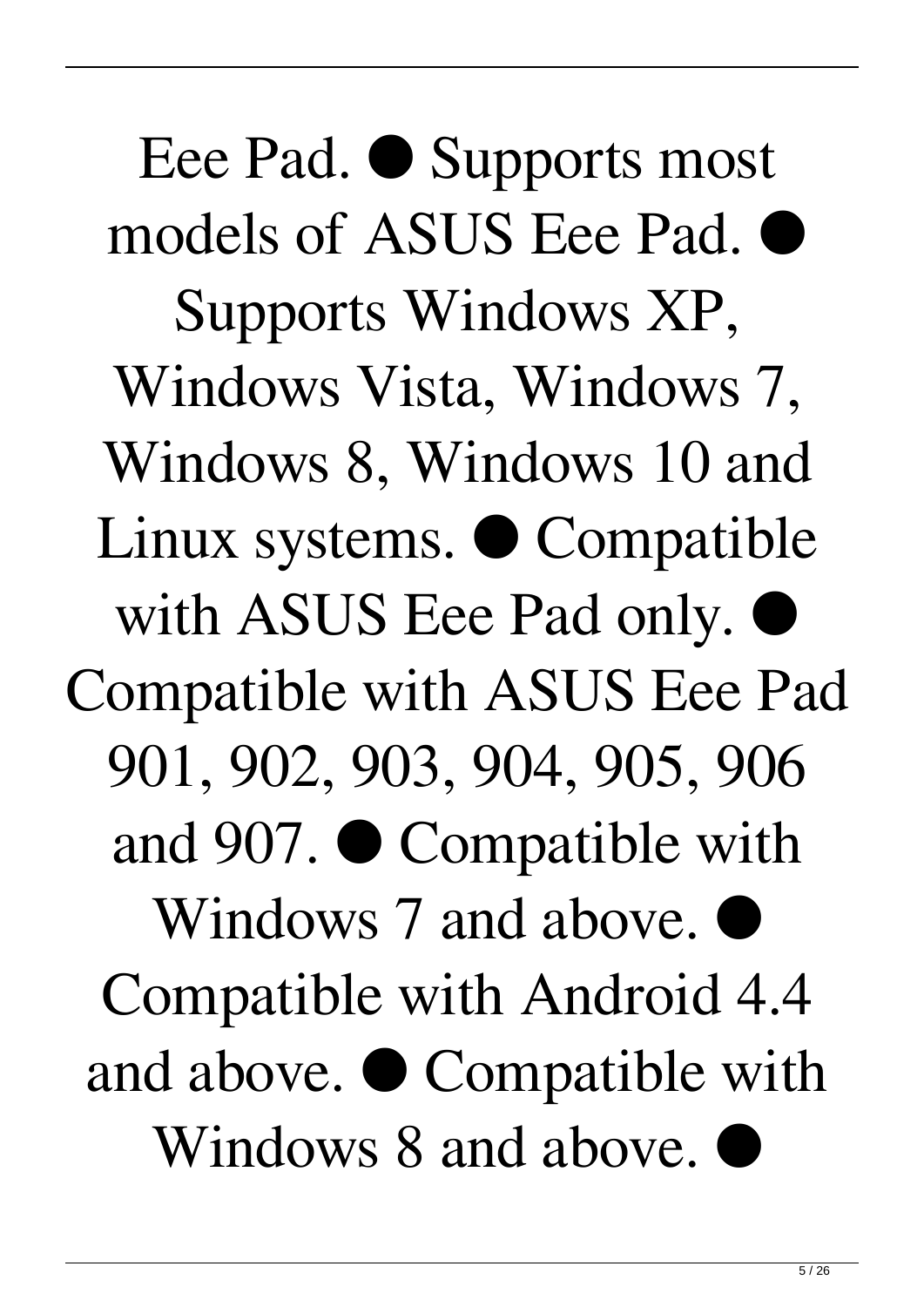Eee Pad. ● Supports most models of ASUS Eee Pad. ● Supports Windows XP, Windows Vista, Windows 7, Windows 8, Windows 10 and Linux systems. ● Compatible with ASUS Eee Pad only. ● Compatible with ASUS Eee Pad 901, 902, 903, 904, 905, 906 and 907. ● Compatible with Windows 7 and above. ● Compatible with Android 4.4 and above. ● Compatible with Windows 8 and above. ●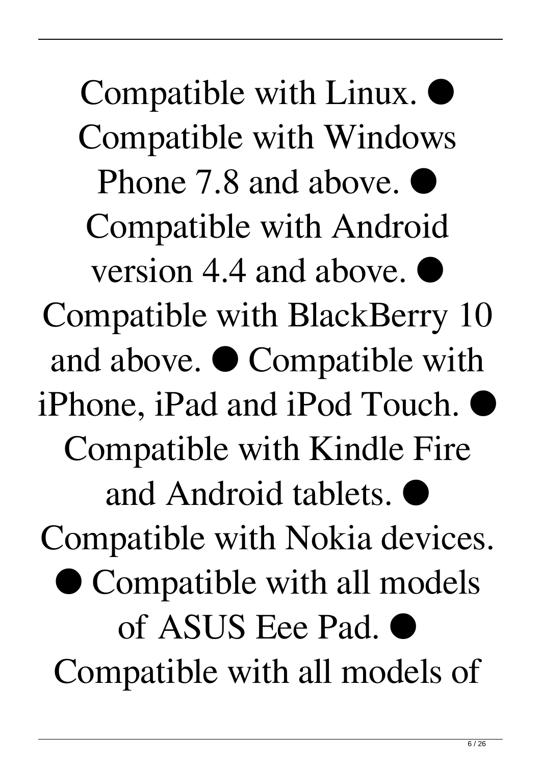Compatible with Linux. ● Compatible with Windows Phone 7.8 and above. ● Compatible with Android version 4.4 and above. ● Compatible with BlackBerry 10 and above. ● Compatible with iPhone, iPad and iPod Touch. ● Compatible with Kindle Fire and Android tablets. ● Compatible with Nokia devices. ● Compatible with all models of ASUS Eee Pad. ● Compatible with all models of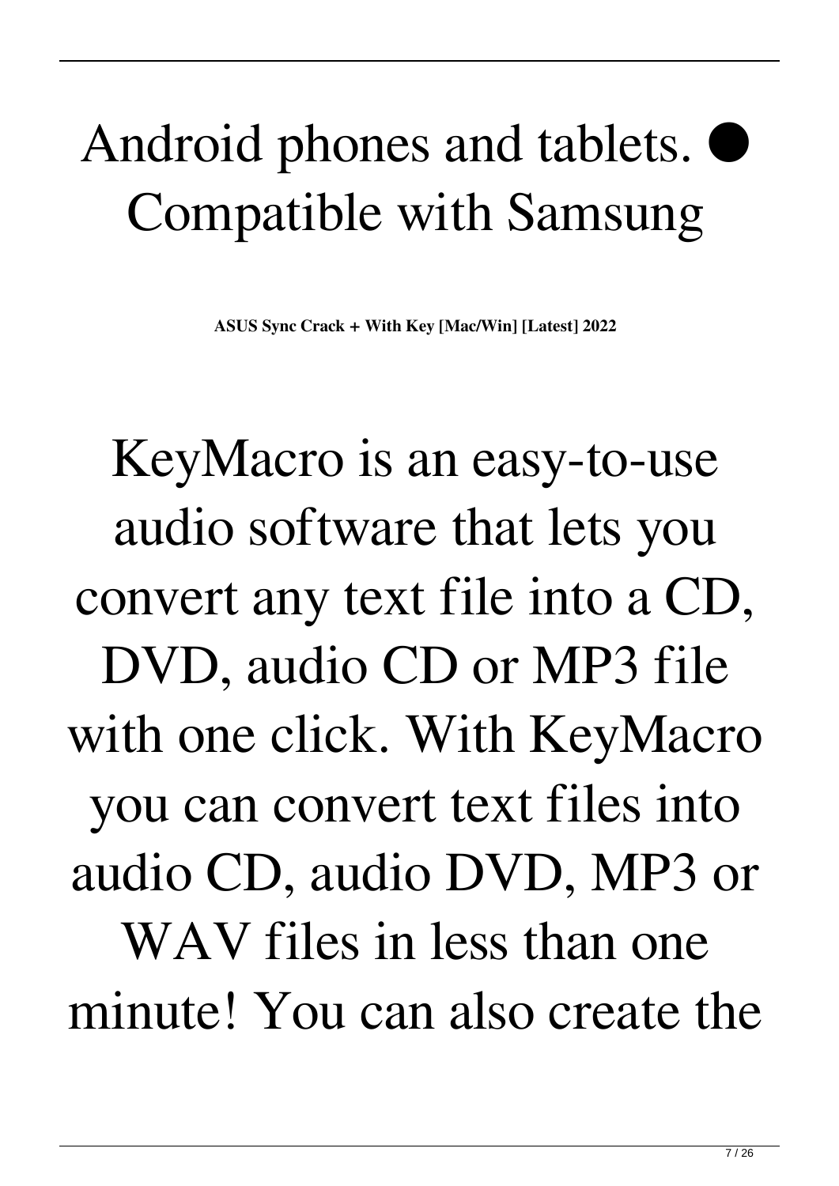Android phones and tablets. ● Compatible with Samsung

**ASUS Sync Crack + With Key [Mac/Win] [Latest] 2022**

KeyMacro is an easy-to-use audio software that lets you convert any text file into a CD, DVD, audio CD or MP3 file with one click. With KeyMacro you can convert text files into audio CD, audio DVD, MP3 or WAV files in less than one minute! You can also create the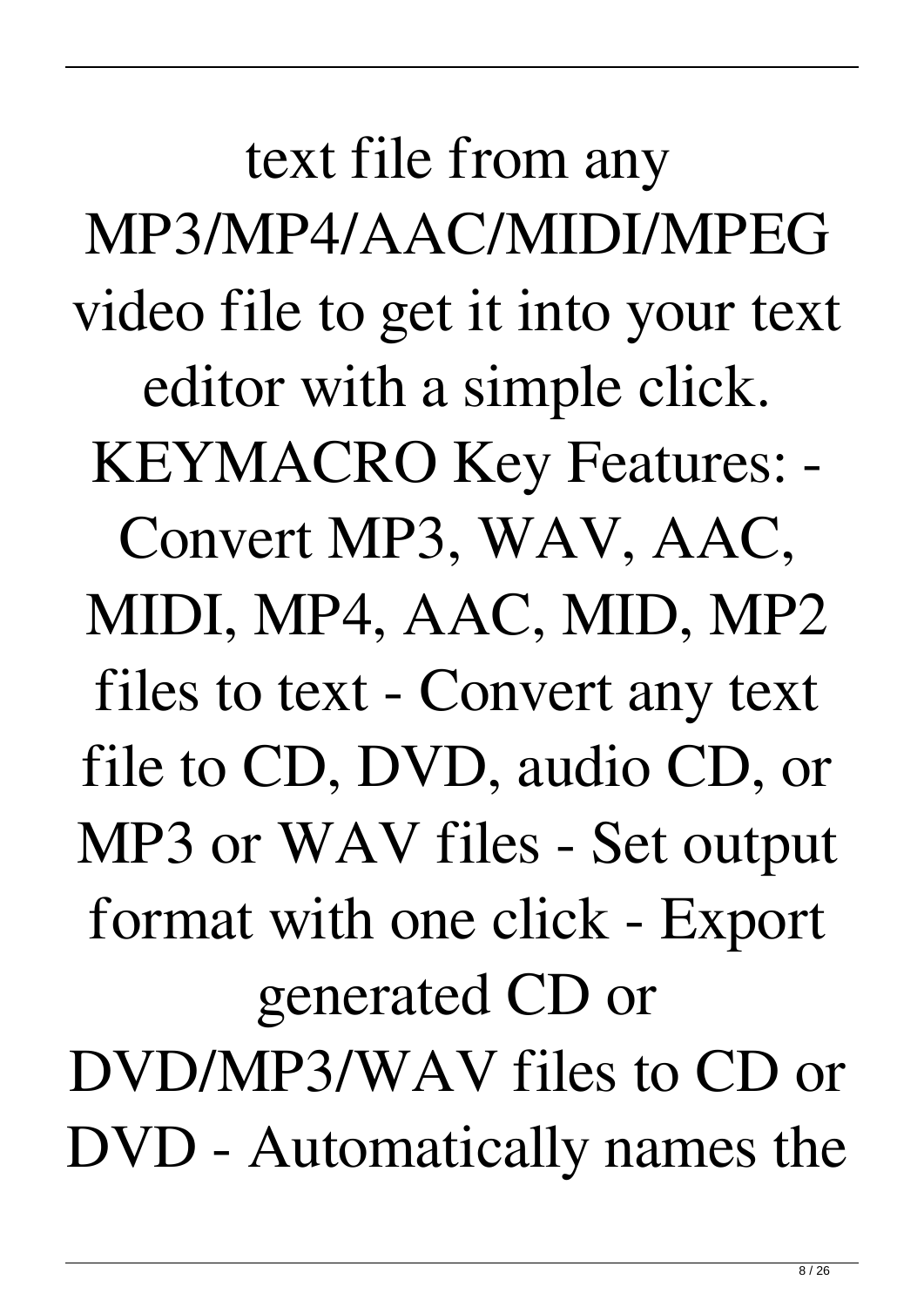text file from any MP3/MP4/AAC/MIDI/MPEG video file to get it into your text editor with a simple click. KEYMACRO Key Features: - Convert MP3, WAV, AAC, MIDI, MP4, AAC, MID, MP2 files to text - Convert any text file to CD, DVD, audio CD, or MP3 or WAV files - Set output format with one click - Export generated CD or DVD/MP3/WAV files to CD or DVD - Automatically names the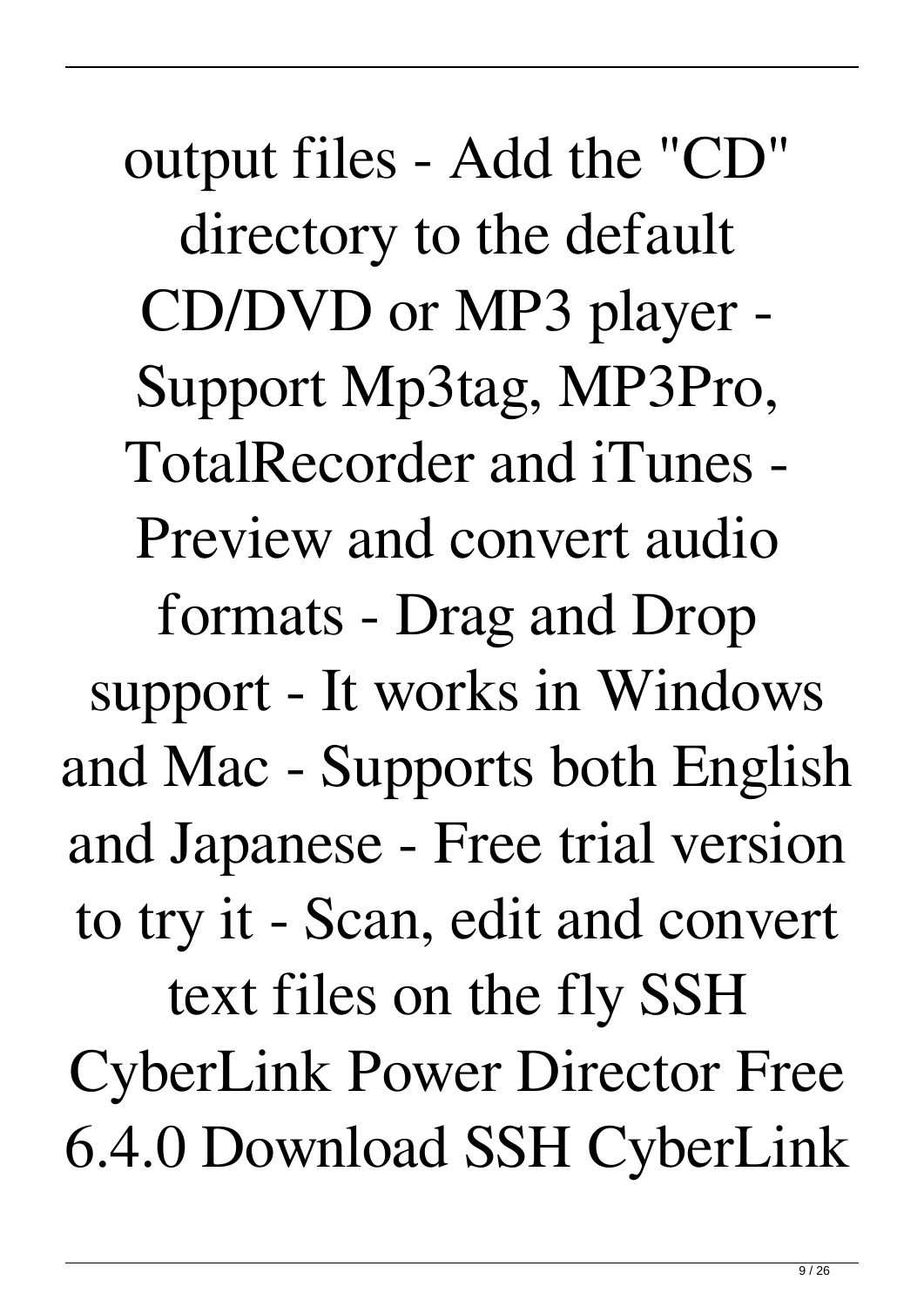output files - Add the "CD" directory to the default CD/DVD or MP3 player - Support Mp3tag, MP3Pro, TotalRecorder and iTunes - Preview and convert audio formats - Drag and Drop support - It works in Windows and Mac - Supports both English and Japanese - Free trial version to try it - Scan, edit and convert text files on the fly SSH CyberLink Power Director Free 6.4.0 Download SSH CyberLink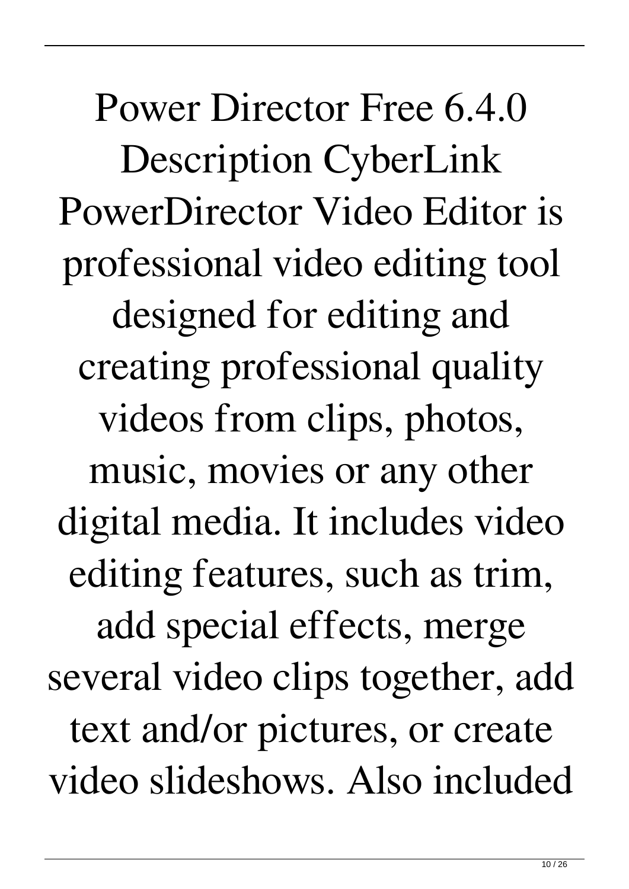Power Director Free 6.4.0 Description CyberLink PowerDirector Video Editor is professional video editing tool designed for editing and creating professional quality videos from clips, photos, music, movies or any other digital media. It includes video editing features, such as trim, add special effects, merge several video clips together, add text and/or pictures, or create video slideshows. Also included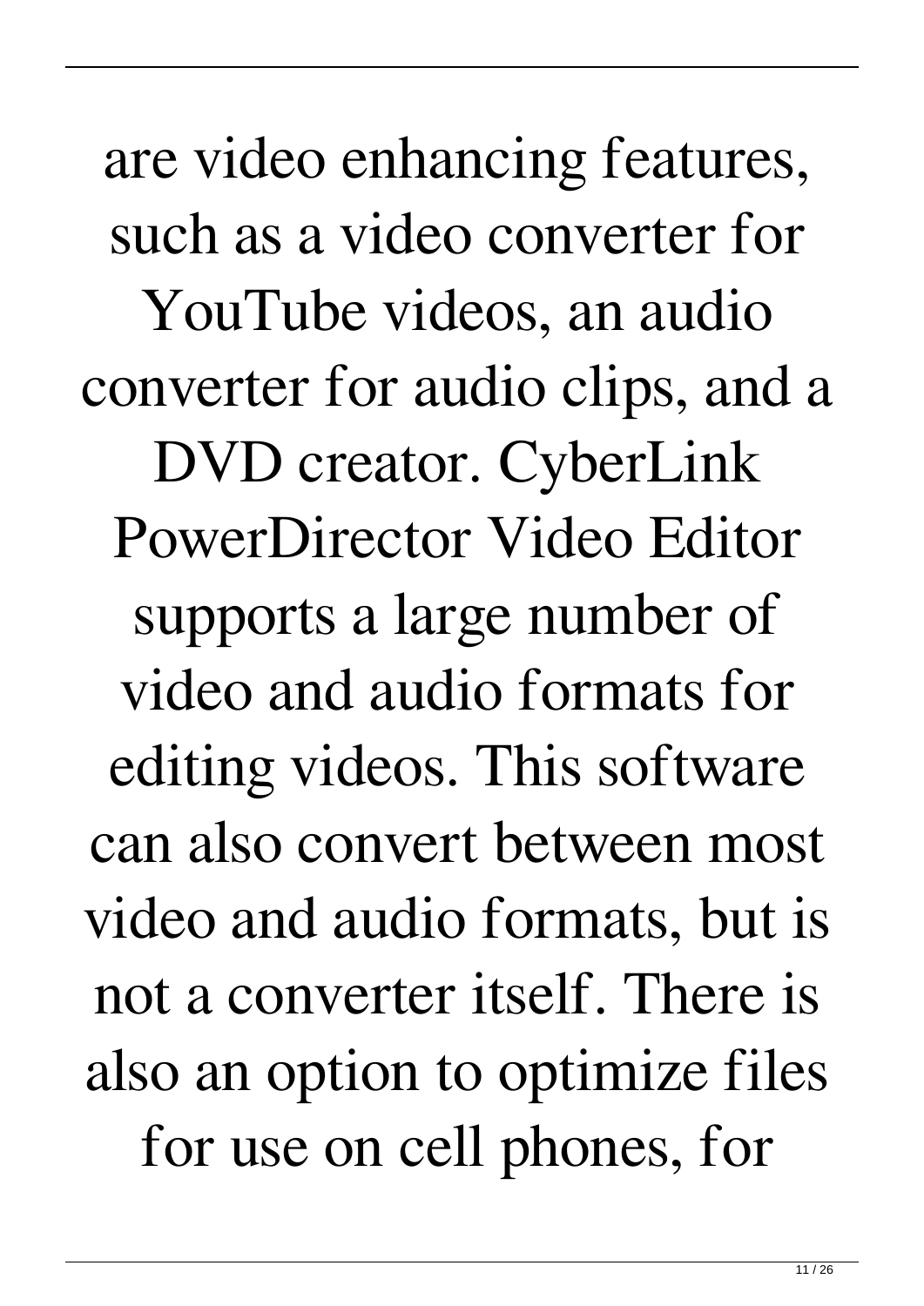are video enhancing features, such as a video converter for YouTube videos, an audio converter for audio clips, and a DVD creator. CyberLink PowerDirector Video Editor supports a large number of video and audio formats for editing videos. This software can also convert between most video and audio formats, but is not a converter itself. There is also an option to optimize files for use on cell phones, for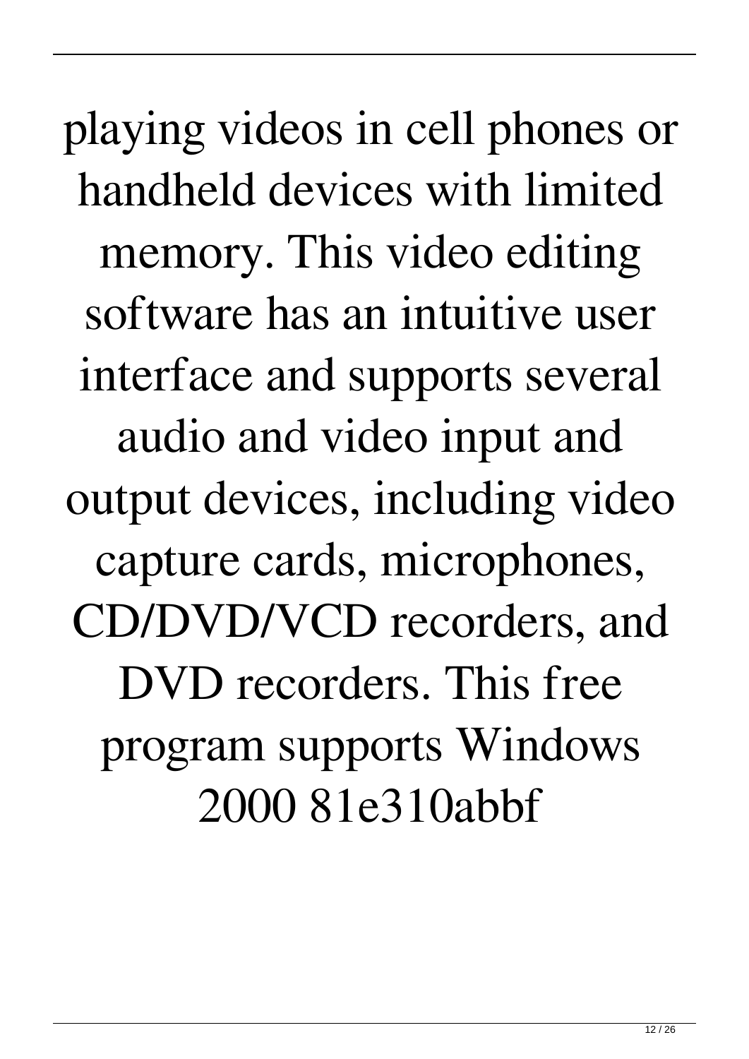playing videos in cell phones or handheld devices with limited memory. This video editing software has an intuitive user interface and supports several audio and video input and output devices, including video capture cards, microphones, CD/DVD/VCD recorders, and DVD recorders. This free program supports Windows 2000 81e310abbf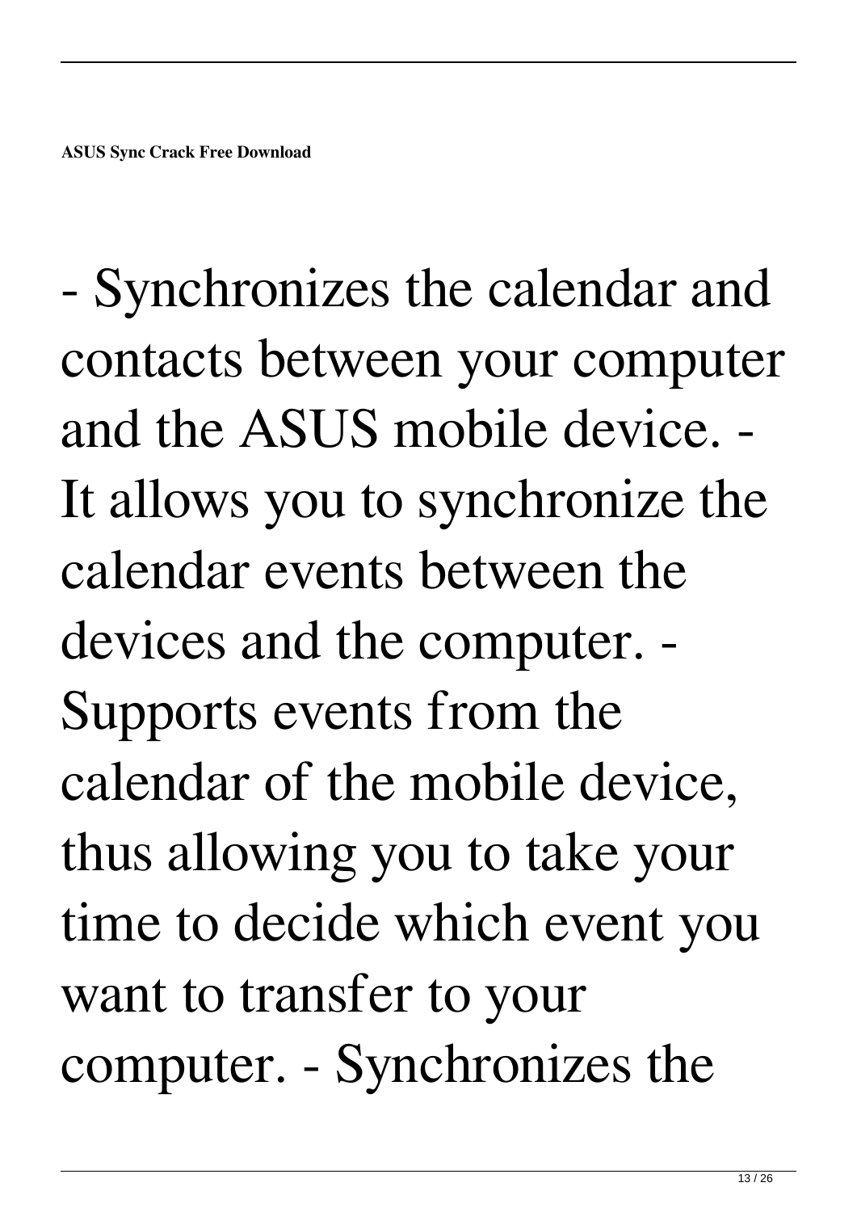- Synchronizes the calendar and contacts between your computer and the ASUS mobile device. - It allows you to synchronize the calendar events between the devices and the computer. - Supports events from the calendar of the mobile device, thus allowing you to take your time to decide which event you want to transfer to your computer. - Synchronizes the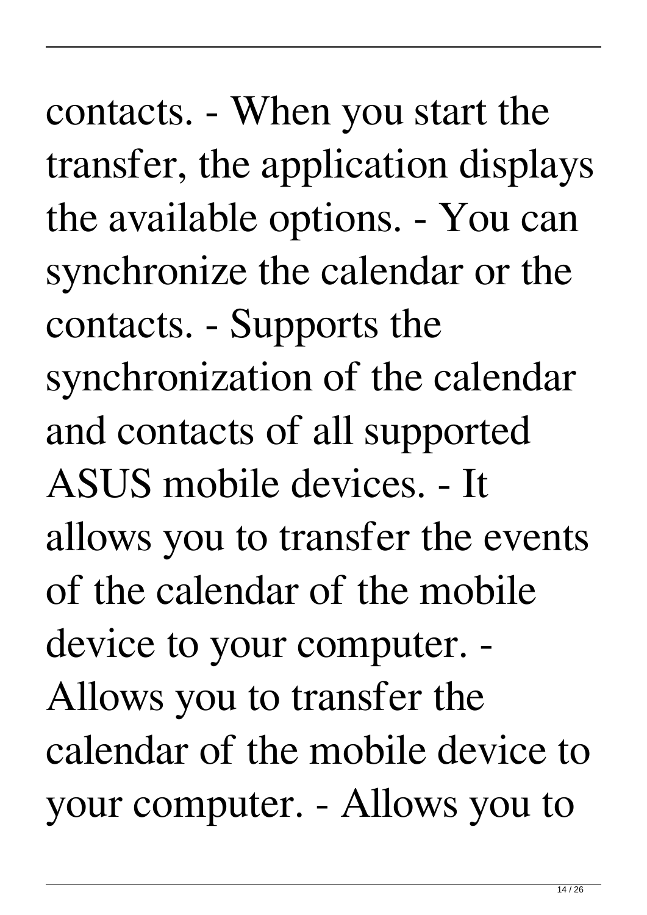contacts. - When you start the transfer, the application displays the available options. - You can synchronize the calendar or the contacts. - Supports the synchronization of the calendar and contacts of all supported ASUS mobile devices. - It allows you to transfer the events of the calendar of the mobile device to your computer. - Allows you to transfer the calendar of the mobile device to your computer. - Allows you to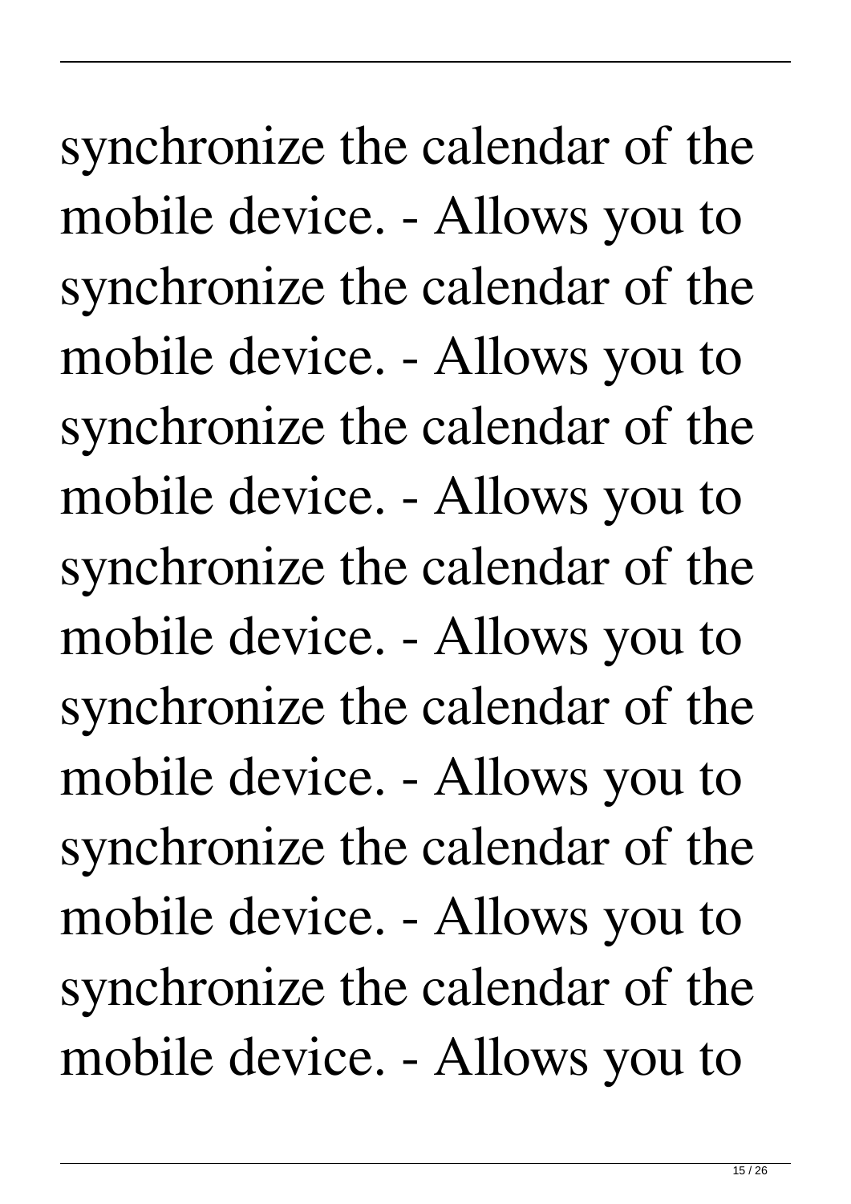synchronize the calendar of the mobile device. - Allows you to synchronize the calendar of the mobile device. - Allows you to synchronize the calendar of the mobile device. - Allows you to synchronize the calendar of the mobile device. - Allows you to synchronize the calendar of the mobile device. - Allows you to synchronize the calendar of the mobile device. - Allows you to synchronize the calendar of the mobile device. - Allows you to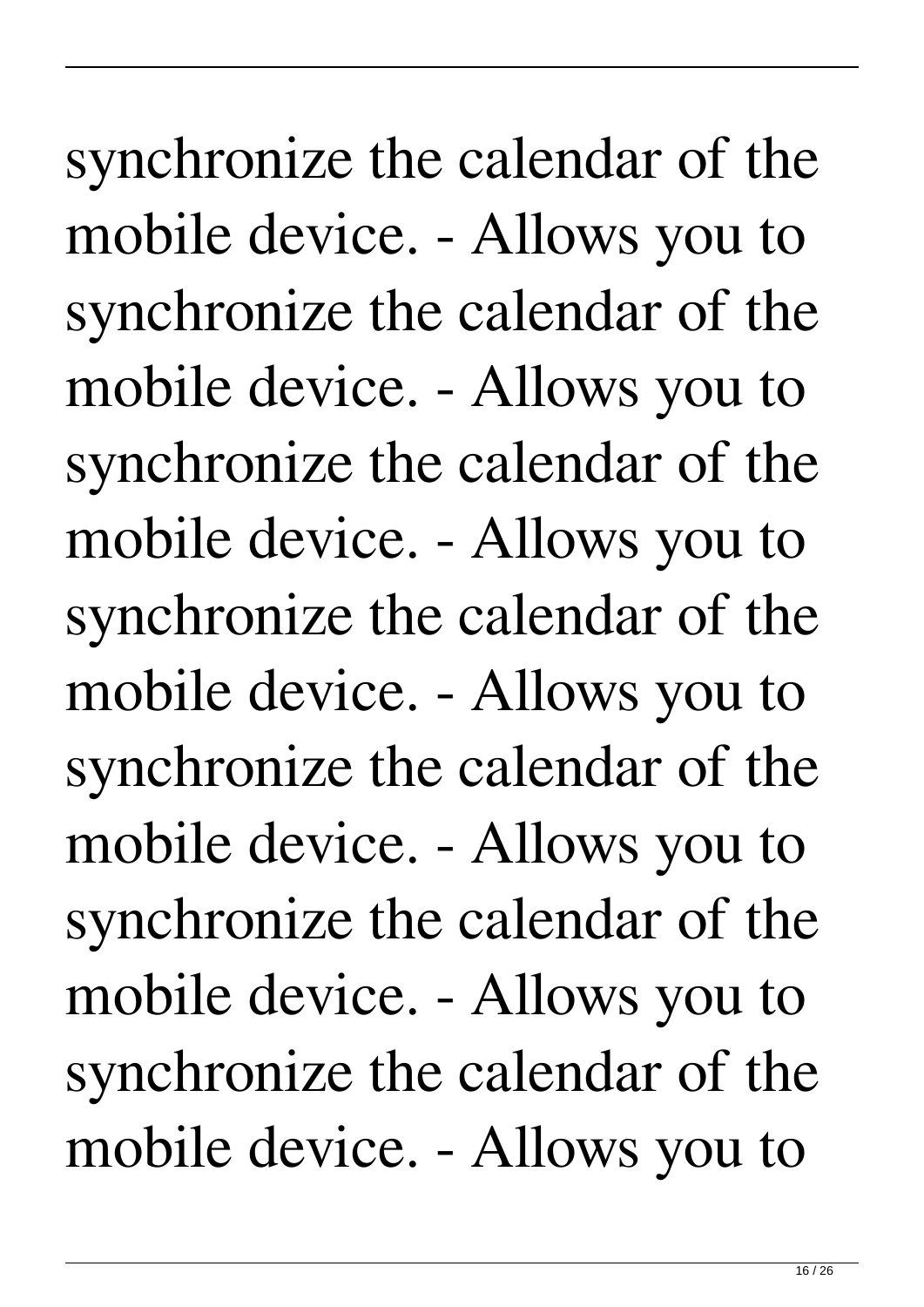synchronize the calendar of the mobile device. - Allows you to synchronize the calendar of the mobile device. - Allows you to synchronize the calendar of the mobile device. - Allows you to synchronize the calendar of the mobile device. - Allows you to synchronize the calendar of the mobile device. - Allows you to synchronize the calendar of the mobile device. - Allows you to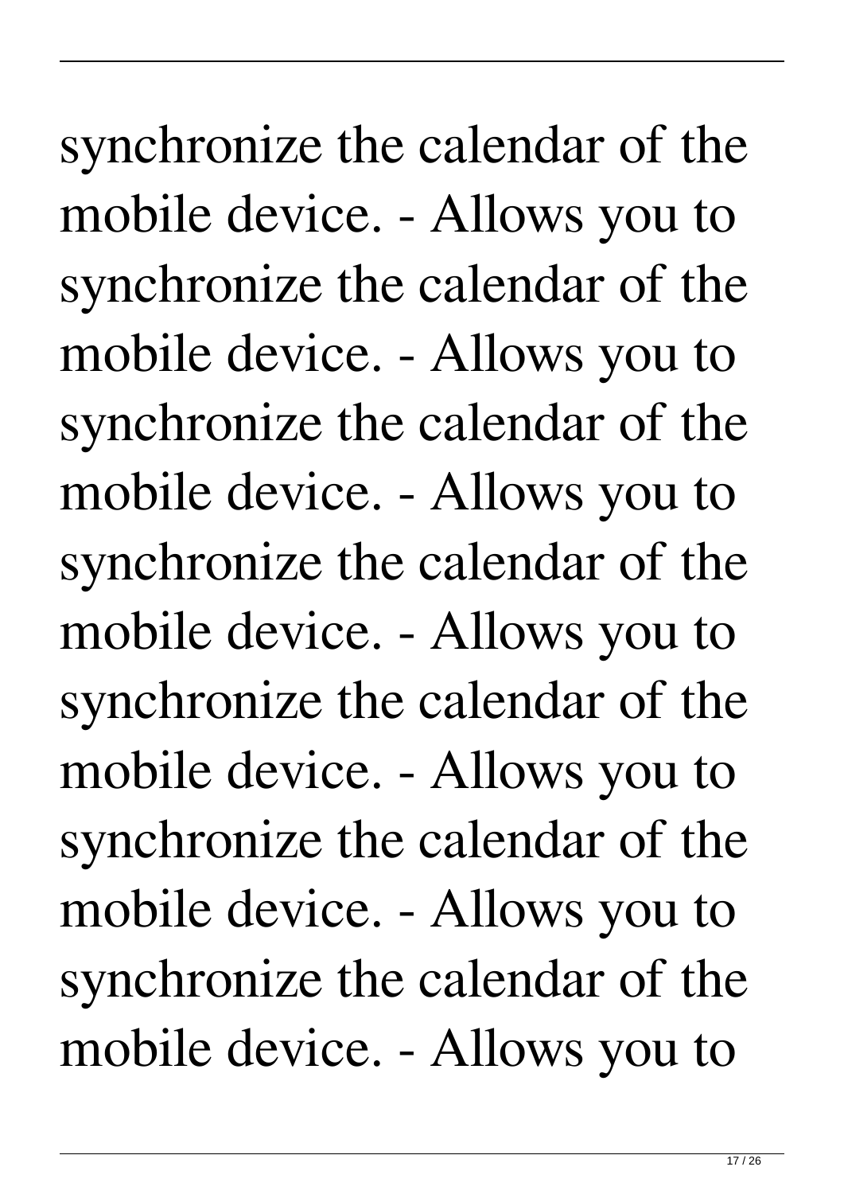synchronize the calendar of the mobile device. - Allows you to synchronize the calendar of the mobile device. - Allows you to synchronize the calendar of the mobile device. - Allows you to synchronize the calendar of the mobile device. - Allows you to synchronize the calendar of the mobile device. - Allows you to synchronize the calendar of the mobile device. - Allows you to synchronize the calendar of the mobile device. - Allows you to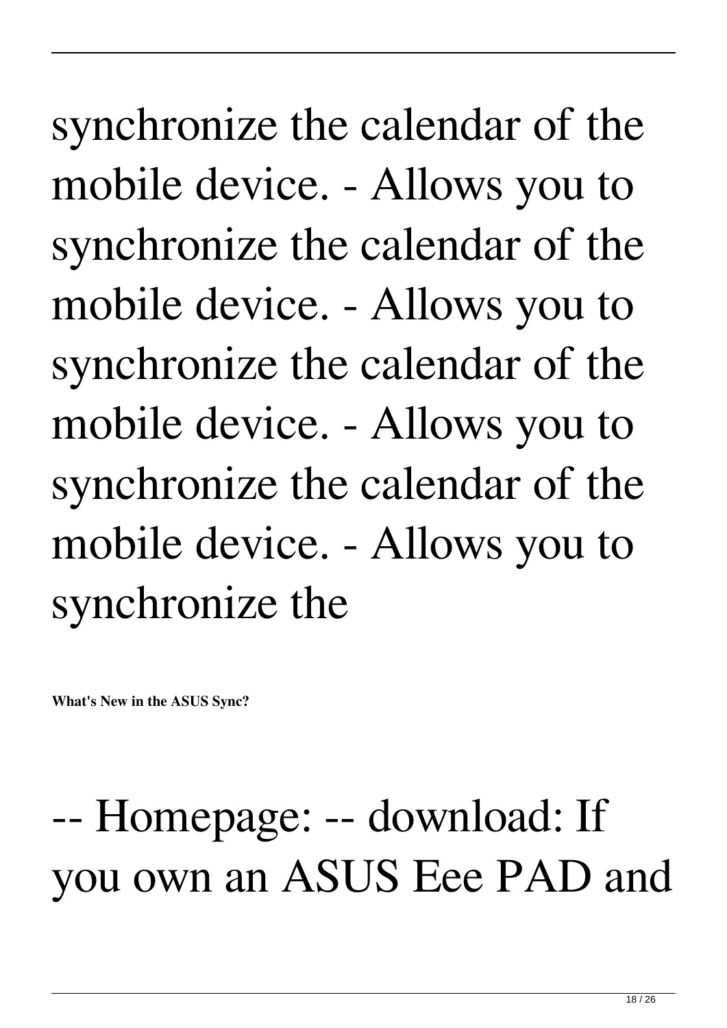synchronize the calendar of the mobile device. - Allows you to synchronize the calendar of the mobile device. - Allows you to synchronize the calendar of the mobile device. - Allows you to synchronize the calendar of the mobile device. - Allows you to synchronize the

**What's New in the ASUS Sync?**

-- Homepage: -- download: If you own an ASUS Eee PAD and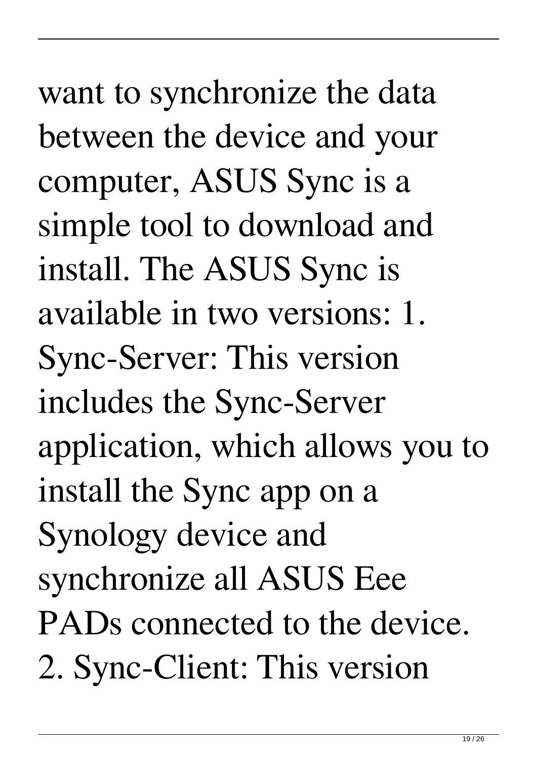want to synchronize the data between the device and your computer, ASUS Sync is a simple tool to download and install. The ASUS Sync is available in two versions: 1. Sync-Server: This version includes the Sync-Server application, which allows you to install the Sync app on a Synology device and synchronize all ASUS Eee PADs connected to the device. 2. Sync-Client: This version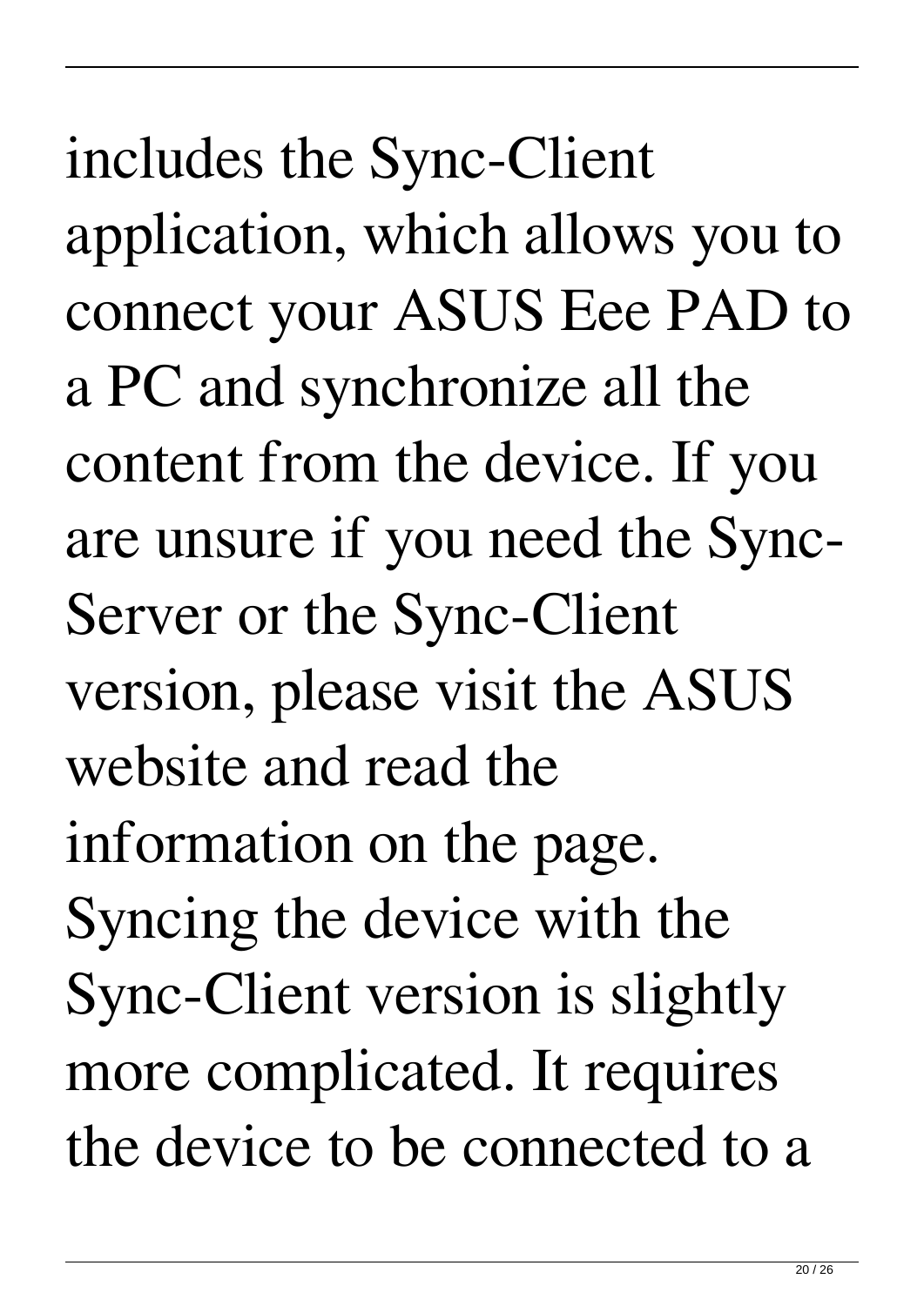includes the Sync-Client application, which allows you to connect your ASUS Eee PAD to a PC and synchronize all the content from the device. If you are unsure if you need the Sync-Server or the Sync-Client version, please visit the ASUS website and read the information on the page. Syncing the device with the Sync-Client version is slightly more complicated. It requires the device to be connected to a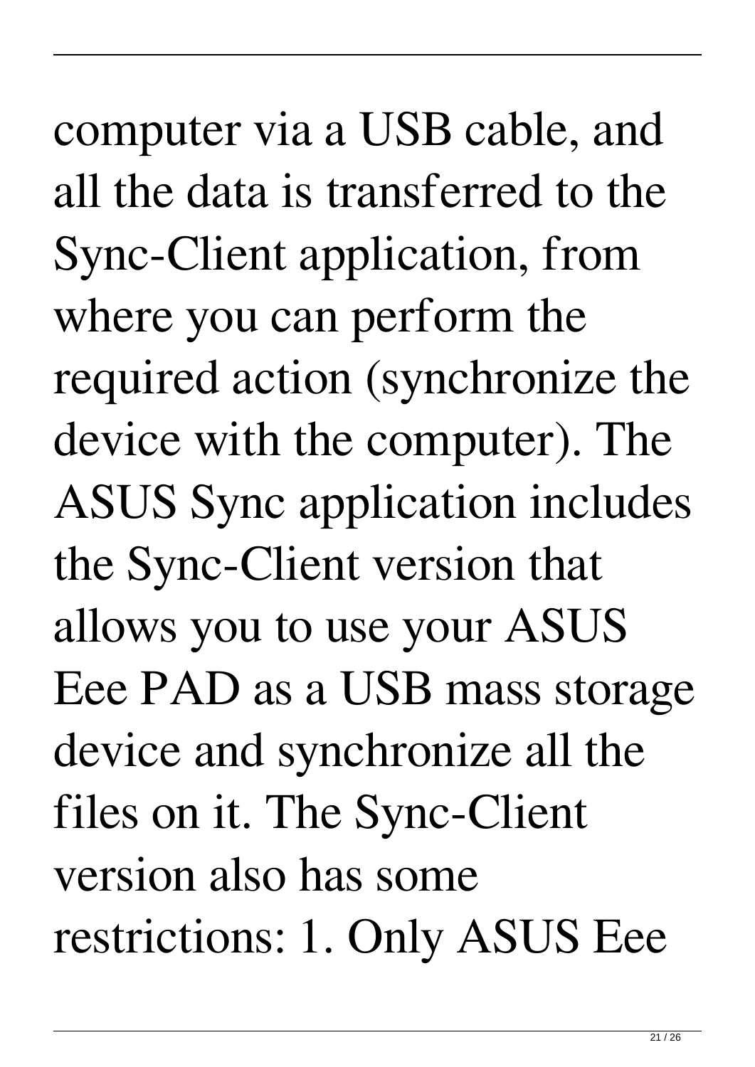computer via a USB cable, and all the data is transferred to the Sync-Client application, from where you can perform the required action (synchronize the device with the computer). The ASUS Sync application includes the Sync-Client version that allows you to use your ASUS Eee PAD as a USB mass storage device and synchronize all the files on it. The Sync-Client version also has some restrictions: 1. Only ASUS Eee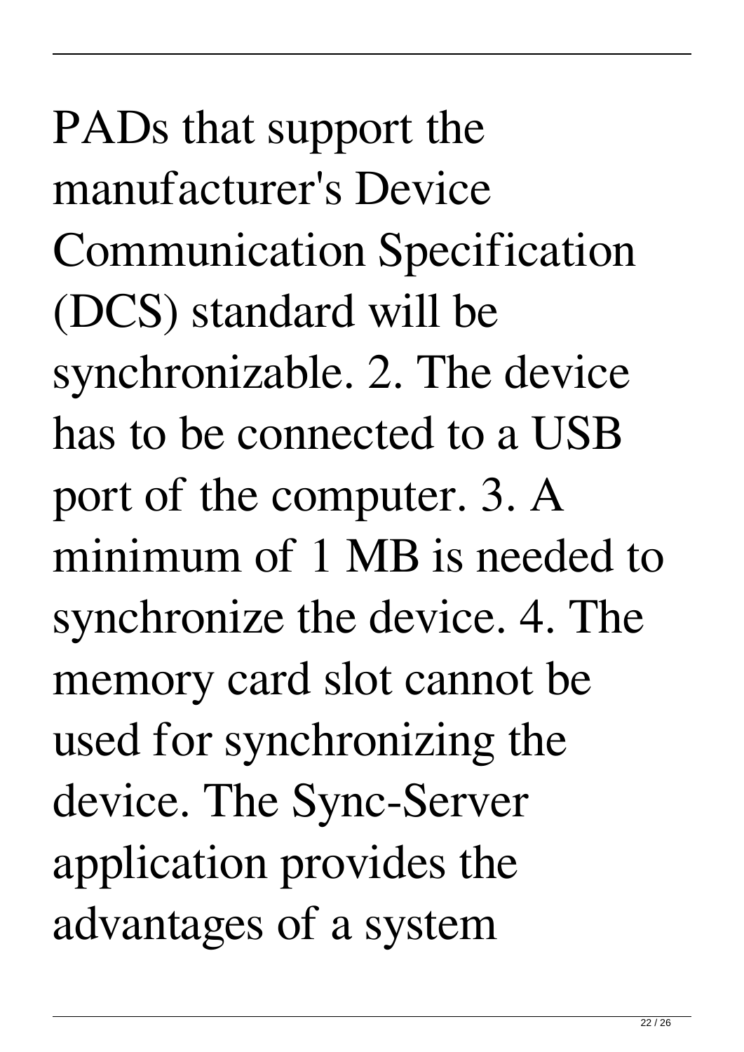PADs that support the manufacturer's Device Communication Specification (DCS) standard will be synchronizable. 2. The device has to be connected to a USB port of the computer. 3. A minimum of 1 MB is needed to synchronize the device. 4. The memory card slot cannot be used for synchronizing the device. The Sync-Server application provides the advantages of a system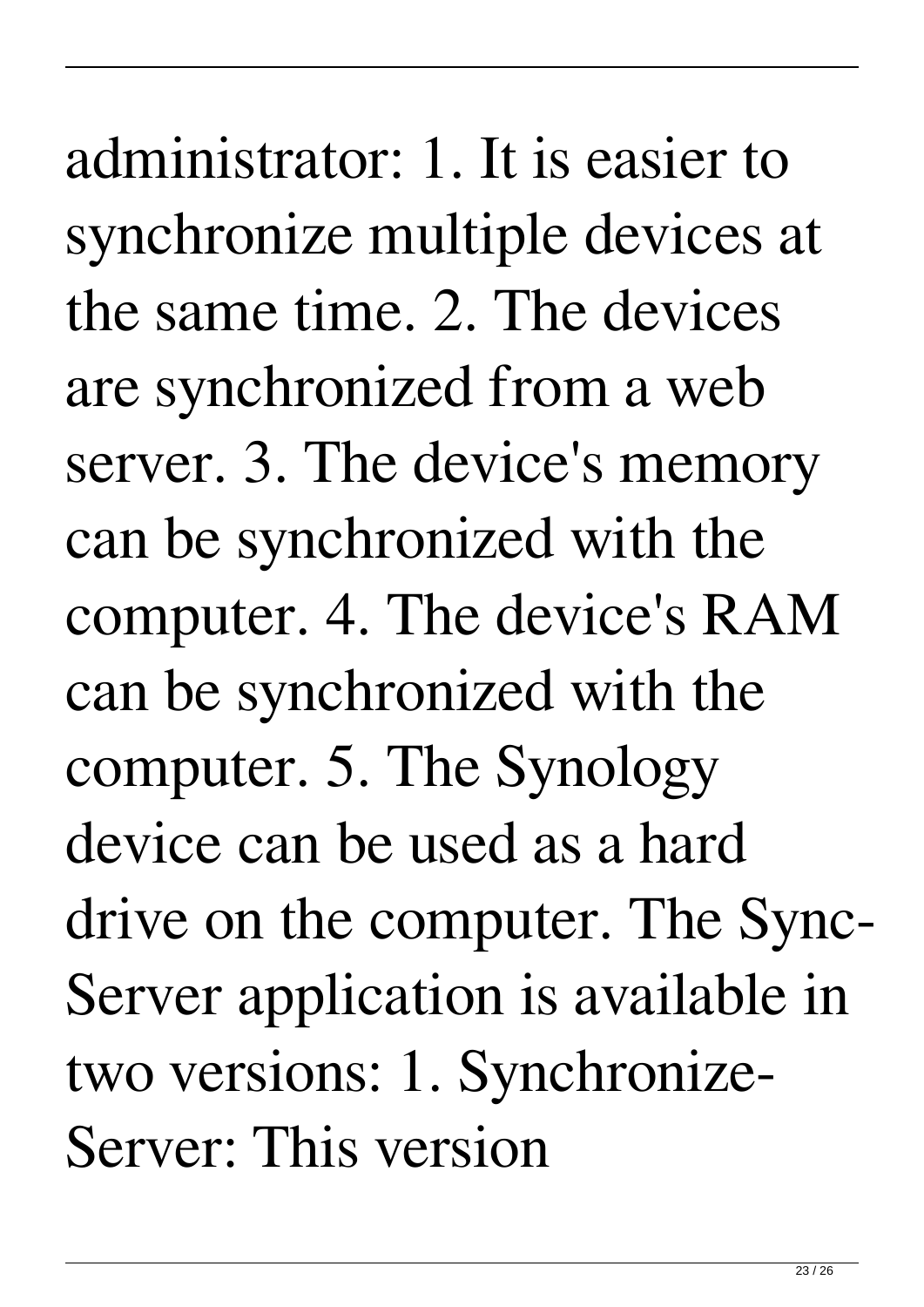administrator: 1. It is easier to synchronize multiple devices at the same time. 2. The devices are synchronized from a web server. 3. The device's memory can be synchronized with the computer. 4. The device's RAM can be synchronized with the computer. 5. The Synology device can be used as a hard drive on the computer. The Sync-Server application is available in two versions: 1. Synchronize-Server: This version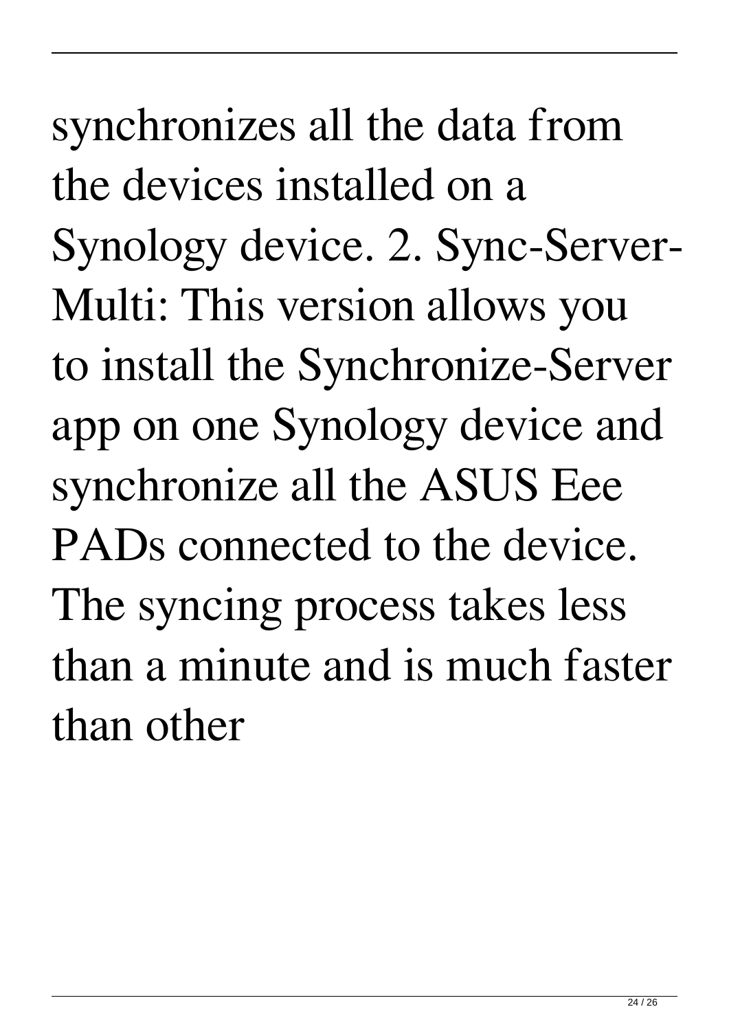synchronizes all the data from the devices installed on a Synology device. 2. Sync-Server-Multi: This version allows you to install the Synchronize-Server app on one Synology device and synchronize all the ASUS Eee PADs connected to the device. The syncing process takes less than a minute and is much faster than other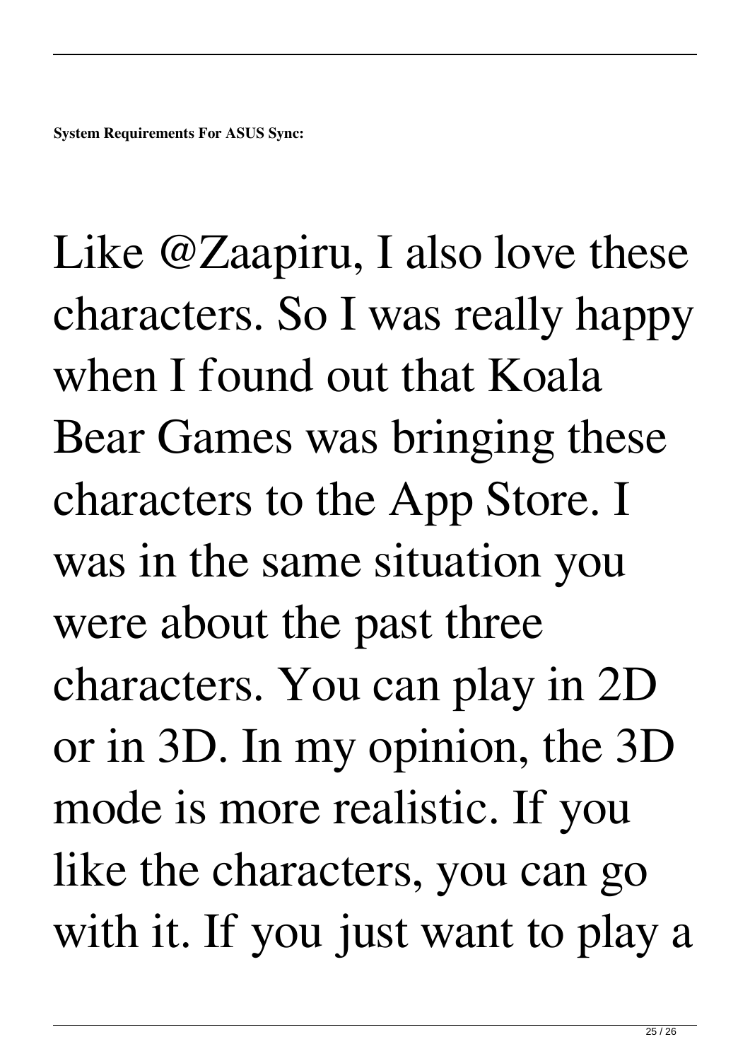**System Requirements For ASUS Sync:**

Like @Zaapiru, I also love these characters. So I was really happy when I found out that Koala Bear Games was bringing these characters to the App Store. I was in the same situation you were about the past three characters. You can play in 2D or in 3D. In my opinion, the 3D mode is more realistic. If you like the characters, you can go with it. If you just want to play a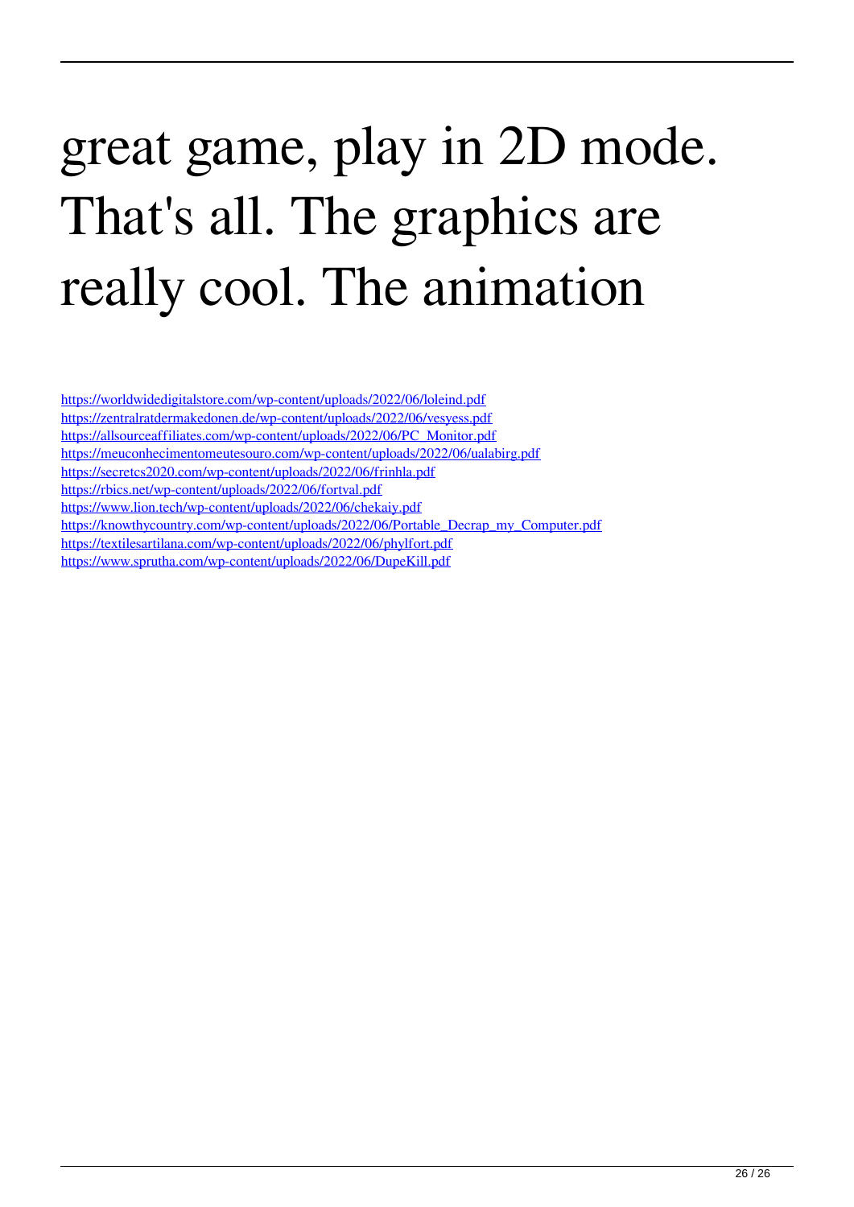# great game, play in 2D mode. That's all. The graphics are really cool. The animation

https://worldwidedigitalstore.com/wp-content/uploads/2022/06/loleind.pdf
https://zentralratdermakedonen.de/wp-content/uploads/2022/06/vesyess.pdf
https://allsourceaffiliates.com/wp-content/uploads/2022/06/PC_Monitor.pdf
https://meuconhecimentomeutesouro.com/wp-content/uploads/2022/06/ualabirg.pdf
https://secretcs2020.com/wp-content/uploads/2022/06/frinhla.pdf
https://rbics.net/wp-content/uploads/2022/06/fortval.pdf
https://www.lion.tech/wp-content/uploads/2022/06/chekaiy.pdf
https://knowthycountry.com/wp-content/uploads/2022/06/Portable_Decrap_my_Computer.pdf
https://textilesartilana.com/wp-content/uploads/2022/06/phylfort.pdf
https://www.sprutha.com/wp-content/uploads/2022/06/DupeKill.pdf